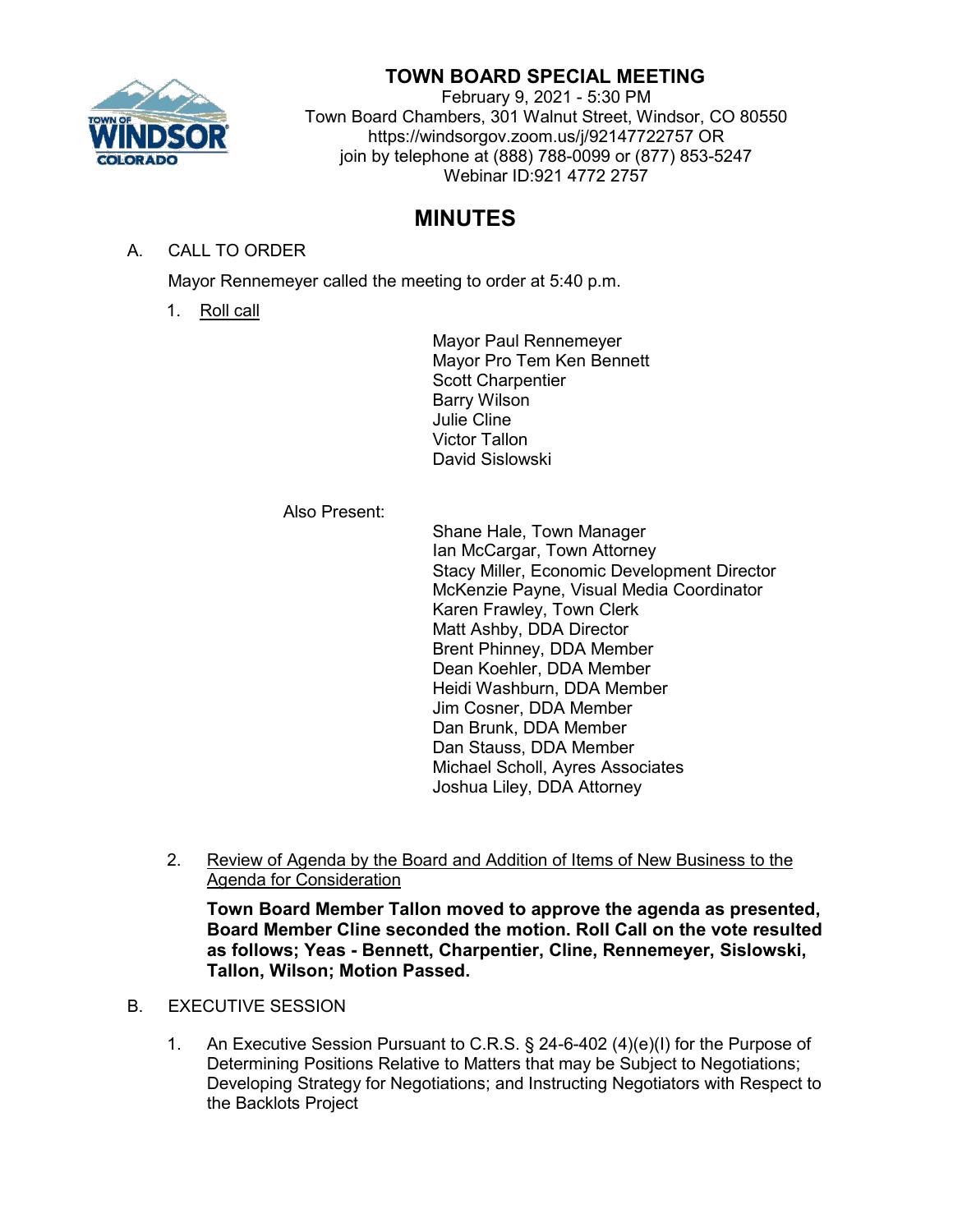# TOWN BOARD SPECIAL MEETING

February 9, 2021 - 5:30 PM
Town Board Chambers, 301 Walnut Street, Windsor, CO 80550
https://windsorgov.zoom.us/j/92147722757 OR
join by telephone at (888) 788-0099 or (877) 853-5247
Webinar ID:921 4772 2757

## MINUTES

A. CALL TO ORDER

Mayor Rennemeyer called the meeting to order at 5:40 p.m.

1. Roll call

Mayor Paul Rennemeyer
Mayor Pro Tem Ken Bennett
Scott Charpentier
Barry Wilson
Julie Cline
Victor Tallon
David Sislowski

Also Present:

Shane Hale, Town Manager
Ian McCargar, Town Attorney
Stacy Miller, Economic Development Director
McKenzie Payne, Visual Media Coordinator
Karen Frawley, Town Clerk
Matt Ashby, DDA Director
Brent Phinney, DDA Member
Dean Koehler, DDA Member
Heidi Washburn, DDA Member
Jim Cosner, DDA Member
Dan Brunk, DDA Member
Dan Stauss, DDA Member
Michael Scholl, Ayres Associates
Joshua Liley, DDA Attorney

2. Review of Agenda by the Board and Addition of Items of New Business to the Agenda for Consideration

**Town Board Member Tallon moved to approve the agenda as presented, Board Member Cline seconded the motion. Roll Call on the vote resulted as follows; Yeas - Bennett, Charpentier, Cline, Rennemeyer, Sislowski, Tallon, Wilson; Motion Passed.**

B. EXECUTIVE SESSION

1. An Executive Session Pursuant to C.R.S. § 24-6-402 (4)(e)(I) for the Purpose of Determining Positions Relative to Matters that may be Subject to Negotiations; Developing Strategy for Negotiations; and Instructing Negotiators with Respect to the Backlots Project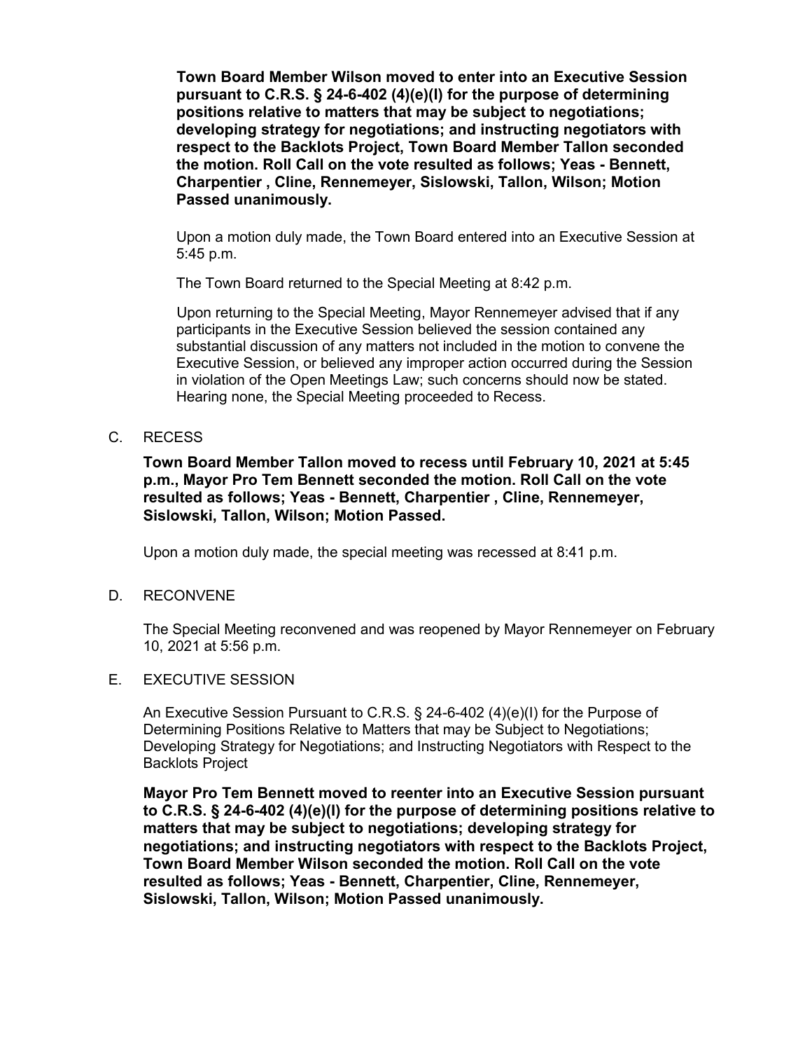**Town Board Member Wilson moved to enter into an Executive Session pursuant to C.R.S. § 24-6-402 (4)(e)(I) for the purpose of determining positions relative to matters that may be subject to negotiations; developing strategy for negotiations; and instructing negotiators with respect to the Backlots Project, Town Board Member Tallon seconded the motion. Roll Call on the vote resulted as follows; Yeas - Bennett, Charpentier , Cline, Rennemeyer, Sislowski, Tallon, Wilson; Motion Passed unanimously.**

Upon a motion duly made, the Town Board entered into an Executive Session at 5:45 p.m.

The Town Board returned to the Special Meeting at 8:42 p.m.

Upon returning to the Special Meeting, Mayor Rennemeyer advised that if any participants in the Executive Session believed the session contained any substantial discussion of any matters not included in the motion to convene the Executive Session, or believed any improper action occurred during the Session in violation of the Open Meetings Law; such concerns should now be stated. Hearing none, the Special Meeting proceeded to Recess.

C. RECESS

**Town Board Member Tallon moved to recess until February 10, 2021 at 5:45 p.m., Mayor Pro Tem Bennett seconded the motion. Roll Call on the vote resulted as follows; Yeas - Bennett, Charpentier , Cline, Rennemeyer, Sislowski, Tallon, Wilson; Motion Passed.**

Upon a motion duly made, the special meeting was recessed at 8:41 p.m.

D. RECONVENE

The Special Meeting reconvened and was reopened by Mayor Rennemeyer on February 10, 2021 at 5:56 p.m.

E. EXECUTIVE SESSION

An Executive Session Pursuant to C.R.S. § 24-6-402 (4)(e)(I) for the Purpose of Determining Positions Relative to Matters that may be Subject to Negotiations; Developing Strategy for Negotiations; and Instructing Negotiators with Respect to the Backlots Project

**Mayor Pro Tem Bennett moved to reenter into an Executive Session pursuant to C.R.S. § 24-6-402 (4)(e)(I) for the purpose of determining positions relative to matters that may be subject to negotiations; developing strategy for negotiations; and instructing negotiators with respect to the Backlots Project, Town Board Member Wilson seconded the motion. Roll Call on the vote resulted as follows; Yeas - Bennett, Charpentier, Cline, Rennemeyer, Sislowski, Tallon, Wilson; Motion Passed unanimously.**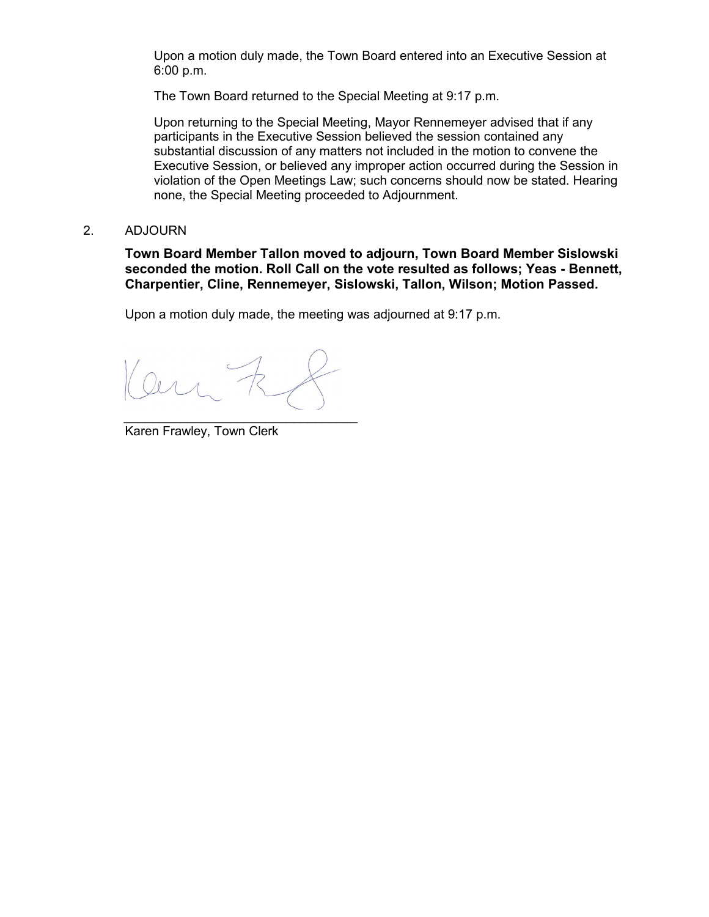Upon a motion duly made, the Town Board entered into an Executive Session at 6:00 p.m.

The Town Board returned to the Special Meeting at 9:17 p.m.

Upon returning to the Special Meeting, Mayor Rennemeyer advised that if any participants in the Executive Session believed the session contained any substantial discussion of any matters not included in the motion to convene the Executive Session, or believed any improper action occurred during the Session in violation of the Open Meetings Law; such concerns should now be stated. Hearing none, the Special Meeting proceeded to Adjournment.

2. ADJOURN

**Town Board Member Tallon moved to adjourn, Town Board Member Sislowski seconded the motion. Roll Call on the vote resulted as follows; Yeas - Bennett, Charpentier, Cline, Rennemeyer, Sislowski, Tallon, Wilson; Motion Passed.**

Upon a motion duly made, the meeting was adjourned at 9:17 p.m.

\_\_\_\_\_\_\_\_\_\_\_\_\_\_\_\_\_\_\_\_\_\_\_\_\_\_\_\_\_\_\_\_

Karen Frawley, Town Clerk